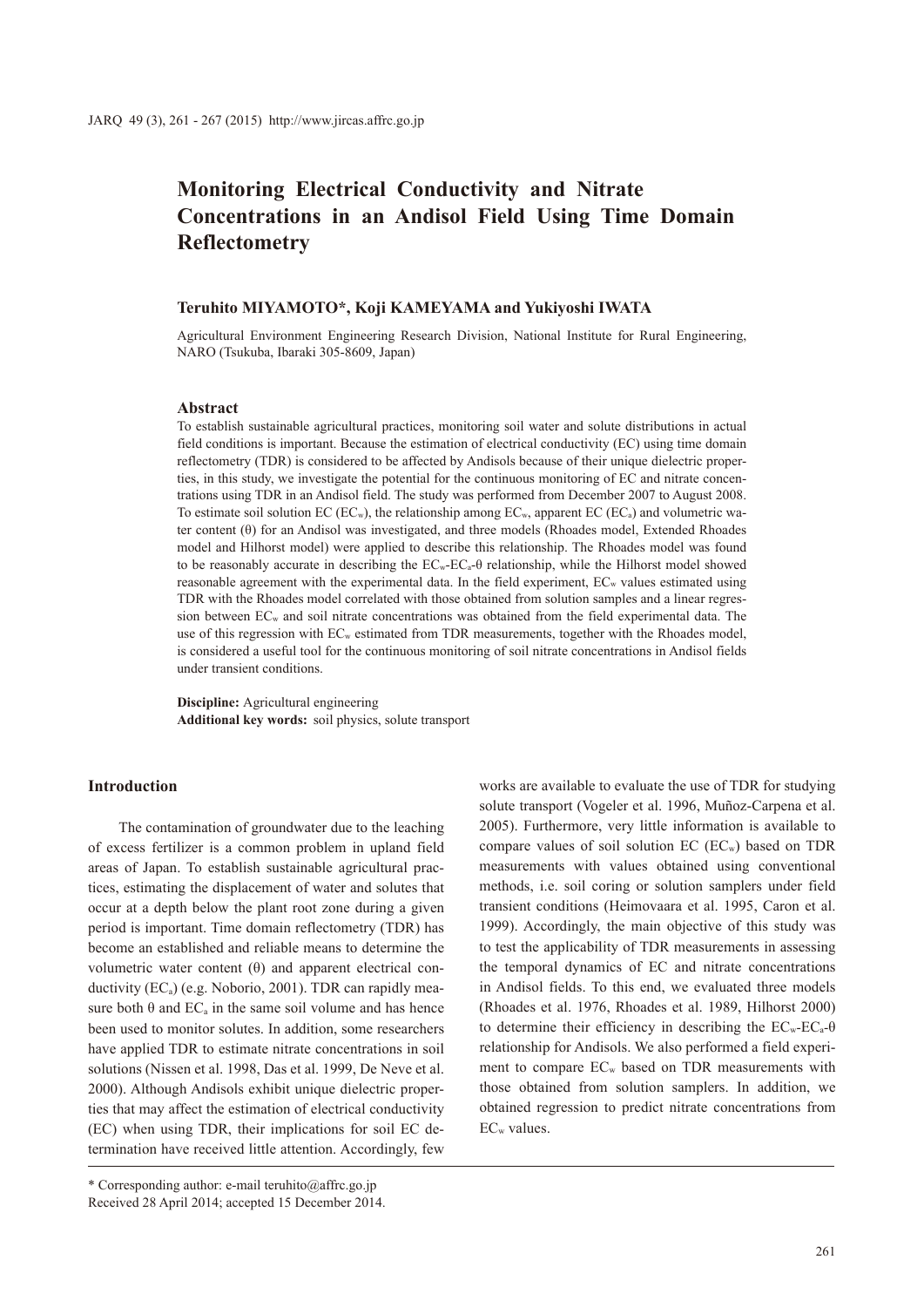# Monitoring Electrical Conductivity and Nitrate Concentrations in an Andisol Field Using Time Domain Reflectometry

**Teruhito MIYAMOTO\*, Koji KAMEYAMA and Yukiyoshi IWATA**

Agricultural Environment Engineering Research Division, National Institute for Rural Engineering, NARO (Tsukuba, Ibaraki 305-8609, Japan)

## Abstract

To establish sustainable agricultural practices, monitoring soil water and solute distributions in actual field conditions is important. Because the estimation of electrical conductivity (EC) using time domain reflectometry (TDR) is considered to be affected by Andisols because of their unique dielectric properties, in this study, we investigate the potential for the continuous monitoring of EC and nitrate concentrations using TDR in an Andisol field. The study was performed from December 2007 to August 2008. To estimate soil solution EC ($EC_w$), the relationship among $EC_w$, apparent EC ($EC_a$) and volumetric water content ($\theta$) for an Andisol was investigated, and three models (Rhoades model, Extended Rhoades model and Hilhorst model) were applied to describe this relationship. The Rhoades model was found to be reasonably accurate in describing the $EC_w$-$EC_a$-$\theta$ relationship, while the Hilhorst model showed reasonable agreement with the experimental data. In the field experiment, $EC_w$ values estimated using TDR with the Rhoades model correlated with those obtained from solution samples and a linear regression between $EC_w$ and soil nitrate concentrations was obtained from the field experimental data. The use of this regression with $EC_w$ estimated from TDR measurements, together with the Rhoades model, is considered a useful tool for the continuous monitoring of soil nitrate concentrations in Andisol fields under transient conditions.

**Discipline:** Agricultural engineering
**Additional key words:** soil physics, solute transport

## Introduction

The contamination of groundwater due to the leaching of excess fertilizer is a common problem in upland field areas of Japan. To establish sustainable agricultural practices, estimating the displacement of water and solutes that occur at a depth below the plant root zone during a given period is important. Time domain reflectometry (TDR) has become an established and reliable means to determine the volumetric water content ($\theta$) and apparent electrical conductivity ($EC_a$) (e.g. Noborio, 2001). TDR can rapidly measure both $\theta$ and $EC_a$ in the same soil volume and has hence been used to monitor solutes. In addition, some researchers have applied TDR to estimate nitrate concentrations in soil solutions (Nissen et al. 1998, Das et al. 1999, De Neve et al. 2000). Although Andisols exhibit unique dielectric properties that may affect the estimation of electrical conductivity (EC) when using TDR, their implications for soil EC determination have received little attention. Accordingly, few works are available to evaluate the use of TDR for studying solute transport (Vogeler et al. 1996, Muñoz-Carpena et al. 2005). Furthermore, very little information is available to compare values of soil solution EC ($EC_w$) based on TDR measurements with values obtained using conventional methods, i.e. soil coring or solution samplers under field transient conditions (Heimovaara et al. 1995, Caron et al. 1999). Accordingly, the main objective of this study was to test the applicability of TDR measurements in assessing the temporal dynamics of EC and nitrate concentrations in Andisol fields. To this end, we evaluated three models (Rhoades et al. 1976, Rhoades et al. 1989, Hilhorst 2000) to determine their efficiency in describing the $EC_w$-$EC_a$-$\theta$ relationship for Andisols. We also performed a field experiment to compare $EC_w$ based on TDR measurements with those obtained from solution samplers. In addition, we obtained regression to predict nitrate concentrations from $EC_w$ values.

\* Corresponding author: e-mail teruhito@affrc.go.jp
Received 28 April 2014; accepted 15 December 2014.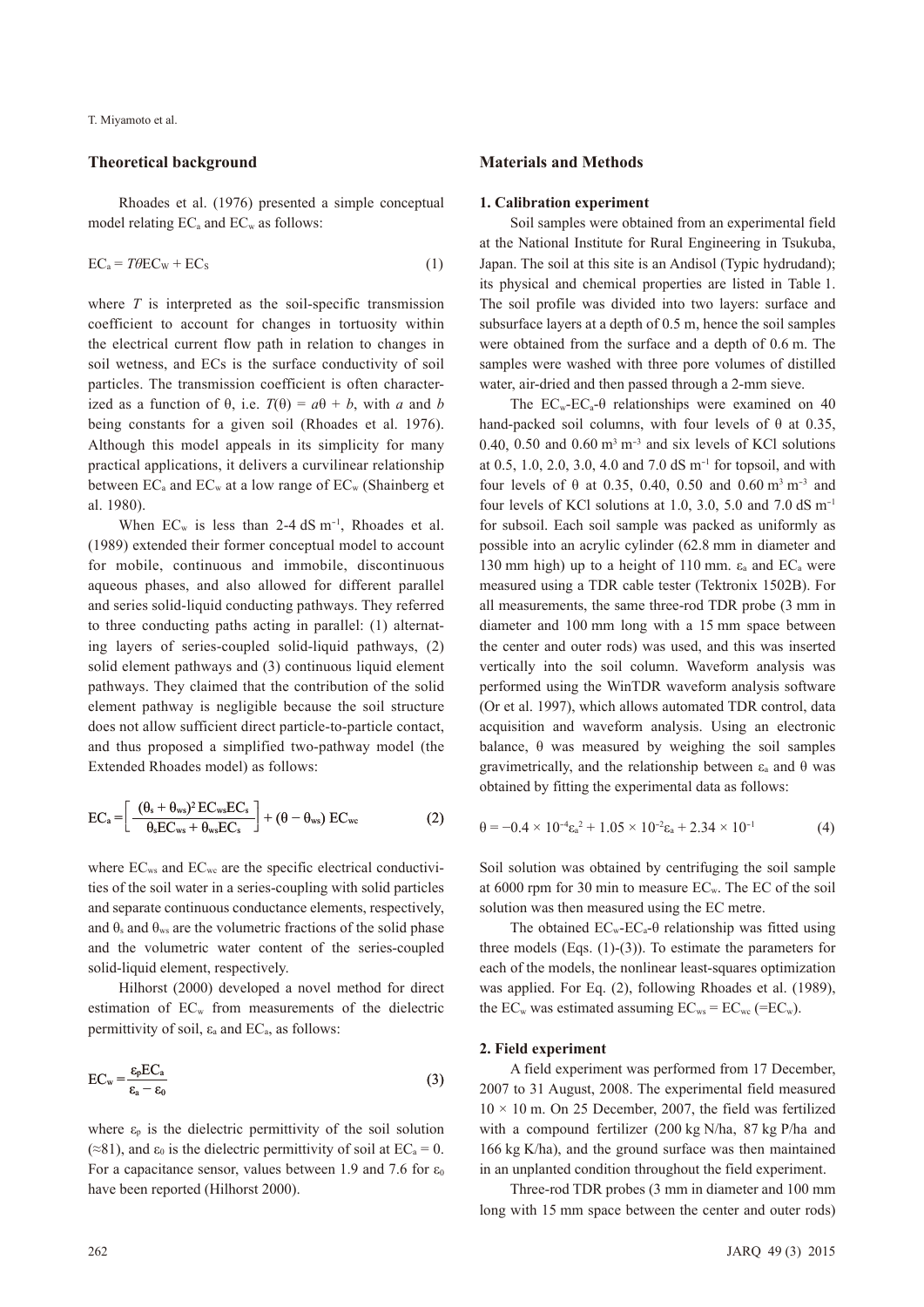## Theoretical background

Rhoades et al. (1976) presented a simple conceptual model relating $EC_a$ and $EC_w$ as follows:

$$EC_a = T\theta EC_W + EC_S \tag{1}$$

where $T$ is interpreted as the soil-specific transmission coefficient to account for changes in tortuosity within the electrical current flow path in relation to changes in soil wetness, and ECs is the surface conductivity of soil particles. The transmission coefficient is often characterized as a function of θ, i.e. $T(\theta) = a\theta + b$, with $a$ and $b$ being constants for a given soil (Rhoades et al. 1976). Although this model appeals in its simplicity for many practical applications, it delivers a curvilinear relationship between $EC_a$ and $EC_w$ at a low range of $EC_w$ (Shainberg et al. 1980).

When $EC_w$ is less than 2-4 dS $m^{-1}$, Rhoades et al. (1989) extended their former conceptual model to account for mobile, continuous and immobile, discontinuous aqueous phases, and also allowed for different parallel and series solid-liquid conducting pathways. They referred to three conducting paths acting in parallel: (1) alternating layers of series-coupled solid-liquid pathways, (2) solid element pathways and (3) continuous liquid element pathways. They claimed that the contribution of the solid element pathway is negligible because the soil structure does not allow sufficient direct particle-to-particle contact, and thus proposed a simplified two-pathway model (the Extended Rhoades model) as follows:

$$EC_a = \left[ \frac{(\theta_s + \theta_{ws})^2 EC_{ws} EC_s}{\theta_s EC_{ws} + \theta_{ws} EC_s} \right] + (\theta - \theta_{ws})\, EC_{wc} \tag{2}$$

where $EC_{ws}$ and $EC_{wc}$ are the specific electrical conductivities of the soil water in a series-coupling with solid particles and separate continuous conductance elements, respectively, and $\theta_s$ and $\theta_{ws}$ are the volumetric fractions of the solid phase and the volumetric water content of the series-coupled solid-liquid element, respectively.

Hilhorst (2000) developed a novel method for direct estimation of $EC_w$ from measurements of the dielectric permittivity of soil, $\varepsilon_a$ and $EC_a$, as follows:

$$EC_w = \frac{\varepsilon_p EC_a}{\varepsilon_a - \varepsilon_0} \tag{3}$$

where $\varepsilon_p$ is the dielectric permittivity of the soil solution (≈81), and $\varepsilon_0$ is the dielectric permittivity of soil at $EC_a = 0$. For a capacitance sensor, values between 1.9 and 7.6 for $\varepsilon_0$ have been reported (Hilhorst 2000).

## Materials and Methods

### 1. Calibration experiment

Soil samples were obtained from an experimental field at the National Institute for Rural Engineering in Tsukuba, Japan. The soil at this site is an Andisol (Typic hydrudand); its physical and chemical properties are listed in Table 1. The soil profile was divided into two layers: surface and subsurface layers at a depth of 0.5 m, hence the soil samples were obtained from the surface and a depth of 0.6 m. The samples were washed with three pore volumes of distilled water, air-dried and then passed through a 2-mm sieve.

The $EC_w$-$EC_a$-θ relationships were examined on 40 hand-packed soil columns, with four levels of θ at 0.35, 0.40, 0.50 and 0.60 $m^3$ $m^{-3}$ and six levels of KCl solutions at 0.5, 1.0, 2.0, 3.0, 4.0 and 7.0 dS $m^{-1}$ for topsoil, and with four levels of θ at 0.35, 0.40, 0.50 and 0.60 $m^3$ $m^{-3}$ and four levels of KCl solutions at 1.0, 3.0, 5.0 and 7.0 dS $m^{-1}$ for subsoil. Each soil sample was packed as uniformly as possible into an acrylic cylinder (62.8 mm in diameter and 130 mm high) up to a height of 110 mm. $\varepsilon_a$ and $EC_a$ were measured using a TDR cable tester (Tektronix 1502B). For all measurements, the same three-rod TDR probe (3 mm in diameter and 100 mm long with a 15 mm space between the center and outer rods) was used, and this was inserted vertically into the soil column. Waveform analysis was performed using the WinTDR waveform analysis software (Or et al. 1997), which allows automated TDR control, data acquisition and waveform analysis. Using an electronic balance, θ was measured by weighing the soil samples gravimetrically, and the relationship between $\varepsilon_a$ and θ was obtained by fitting the experimental data as follows:

$$\theta = -0.4 \times 10^{-4}\varepsilon_a^2 + 1.05 \times 10^{-2}\varepsilon_a + 2.34 \times 10^{-1} \tag{4}$$

Soil solution was obtained by centrifuging the soil sample at 6000 rpm for 30 min to measure $EC_w$. The EC of the soil solution was then measured using the EC metre.

The obtained $EC_w$-$EC_a$-θ relationship was fitted using three models (Eqs. (1)-(3)). To estimate the parameters for each of the models, the nonlinear least-squares optimization was applied. For Eq. (2), following Rhoades et al. (1989), the $EC_w$ was estimated assuming $EC_{ws} = EC_{wc}$ (=$EC_w$).

### 2. Field experiment

A field experiment was performed from 17 December, 2007 to 31 August, 2008. The experimental field measured 10 × 10 m. On 25 December, 2007, the field was fertilized with a compound fertilizer (200 kg N/ha, 87 kg P/ha and 166 kg K/ha), and the ground surface was then maintained in an unplanted condition throughout the field experiment.

Three-rod TDR probes (3 mm in diameter and 100 mm long with 15 mm space between the center and outer rods)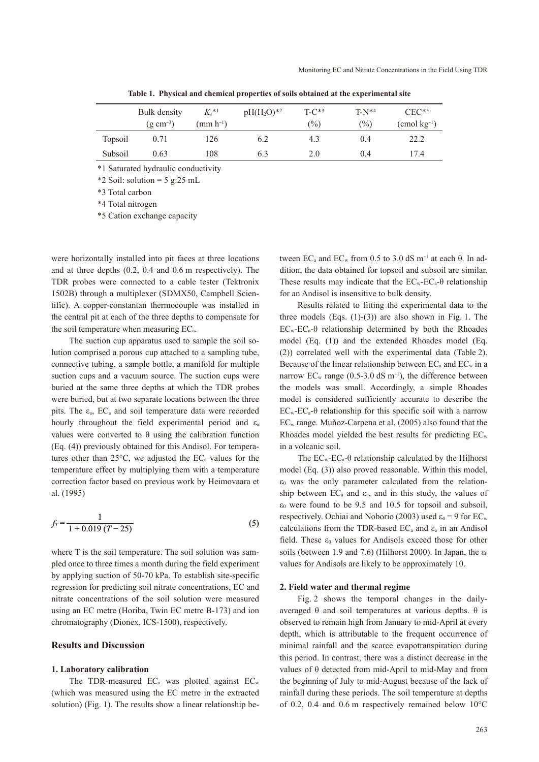**Table 1. Physical and chemical properties of soils obtained at the experimental site**

| | Bulk density ($g\ cm^{-3}$) | $K_s$*1 ($mm\ h^{-1}$) | $pH(H_2O)$*2 | T-C*3 (%) | T-N*4 (%) | CEC*5 ($cmol\ kg^{-1}$) |
|---|---|---|---|---|---|---|
| Topsoil | 0.71 | 126 | 6.2 | 4.3 | 0.4 | 22.2 |
| Subsoil | 0.63 | 108 | 6.3 | 2.0 | 0.4 | 17.4 |

*1 Saturated hydraulic conductivity

*2 Soil: solution = 5 g:25 mL

*3 Total carbon

*4 Total nitrogen

*5 Cation exchange capacity

were horizontally installed into pit faces at three locations and at three depths (0.2, 0.4 and 0.6 m respectively). The TDR probes were connected to a cable tester (Tektronix 1502B) through a multiplexer (SDMX50, Campbell Scientific). A copper-constantan thermocouple was installed in the central pit at each of the three depths to compensate for the soil temperature when measuring $EC_a$.

The suction cup apparatus used to sample the soil solution comprised a porous cup attached to a sampling tube, connective tubing, a sample bottle, a manifold for multiple suction cups and a vacuum source. The suction cups were buried at the same three depths at which the TDR probes were buried, but at two separate locations between the three pits. The $\varepsilon_a$, $EC_a$ and soil temperature data were recorded hourly throughout the field experimental period and $\varepsilon_a$ values were converted to $\theta$ using the calibration function (Eq. (4)) previously obtained for this Andisol. For temperatures other than 25°C, we adjusted the $EC_a$ values for the temperature effect by multiplying them with a temperature correction factor based on previous work by Heimovaara et al. (1995)

$$f_T = \frac{1}{1 + 0.019\,(T - 25)} \tag{5}$$

where T is the soil temperature. The soil solution was sampled once to three times a month during the field experiment by applying suction of 50-70 kPa. To establish site-specific regression for predicting soil nitrate concentrations, EC and nitrate concentrations of the soil solution were measured using an EC metre (Horiba, Twin EC metre B-173) and ion chromatography (Dionex, ICS-1500), respectively.

## Results and Discussion

### 1. Laboratory calibration

The TDR-measured $EC_a$ was plotted against $EC_w$ (which was measured using the EC metre in the extracted solution) (Fig. 1). The results show a linear relationship between $EC_a$ and $EC_w$ from 0.5 to 3.0 dS $m^{-1}$ at each $\theta$. In addition, the data obtained for topsoil and subsoil are similar. These results may indicate that the $EC_w$-$EC_a$-$\theta$ relationship for an Andisol is insensitive to bulk density.

Results related to fitting the experimental data to the three models (Eqs. (1)-(3)) are also shown in Fig. 1. The $EC_w$-$EC_a$-$\theta$ relationship determined by both the Rhoades model (Eq. (1)) and the extended Rhoades model (Eq. (2)) correlated well with the experimental data (Table 2). Because of the linear relationship between $EC_a$ and $EC_w$ in a narrow $EC_w$ range (0.5-3.0 dS $m^{-1}$), the difference between the models was small. Accordingly, a simple Rhoades model is considered sufficiently accurate to describe the $EC_w$-$EC_a$-$\theta$ relationship for this specific soil with a narrow $EC_w$ range. Muñoz-Carpena et al. (2005) also found that the Rhoades model yielded the best results for predicting $EC_w$ in a volcanic soil.

The $EC_w$-$EC_a$-$\theta$ relationship calculated by the Hilhorst model (Eq. (3)) also proved reasonable. Within this model, $\varepsilon_0$ was the only parameter calculated from the relationship between $EC_a$ and $\varepsilon_a$, and in this study, the values of $\varepsilon_0$ were found to be 9.5 and 10.5 for topsoil and subsoil, respectively. Ochiai and Noborio (2003) used $\varepsilon_0 = 9$ for $EC_w$ calculations from the TDR-based $EC_a$ and $\varepsilon_a$ in an Andisol field. These $\varepsilon_0$ values for Andisols exceed those for other soils (between 1.9 and 7.6) (Hilhorst 2000). In Japan, the $\varepsilon_0$ values for Andisols are likely to be approximately 10.

### 2. Field water and thermal regime

Fig. 2 shows the temporal changes in the daily-averaged $\theta$ and soil temperatures at various depths. $\theta$ is observed to remain high from January to mid-April at every depth, which is attributable to the frequent occurrence of minimal rainfall and the scarce evapotranspiration during this period. In contrast, there was a distinct decrease in the values of $\theta$ detected from mid-April to mid-May and from the beginning of July to mid-August because of the lack of rainfall during these periods. The soil temperature at depths of 0.2, 0.4 and 0.6 m respectively remained below 10°C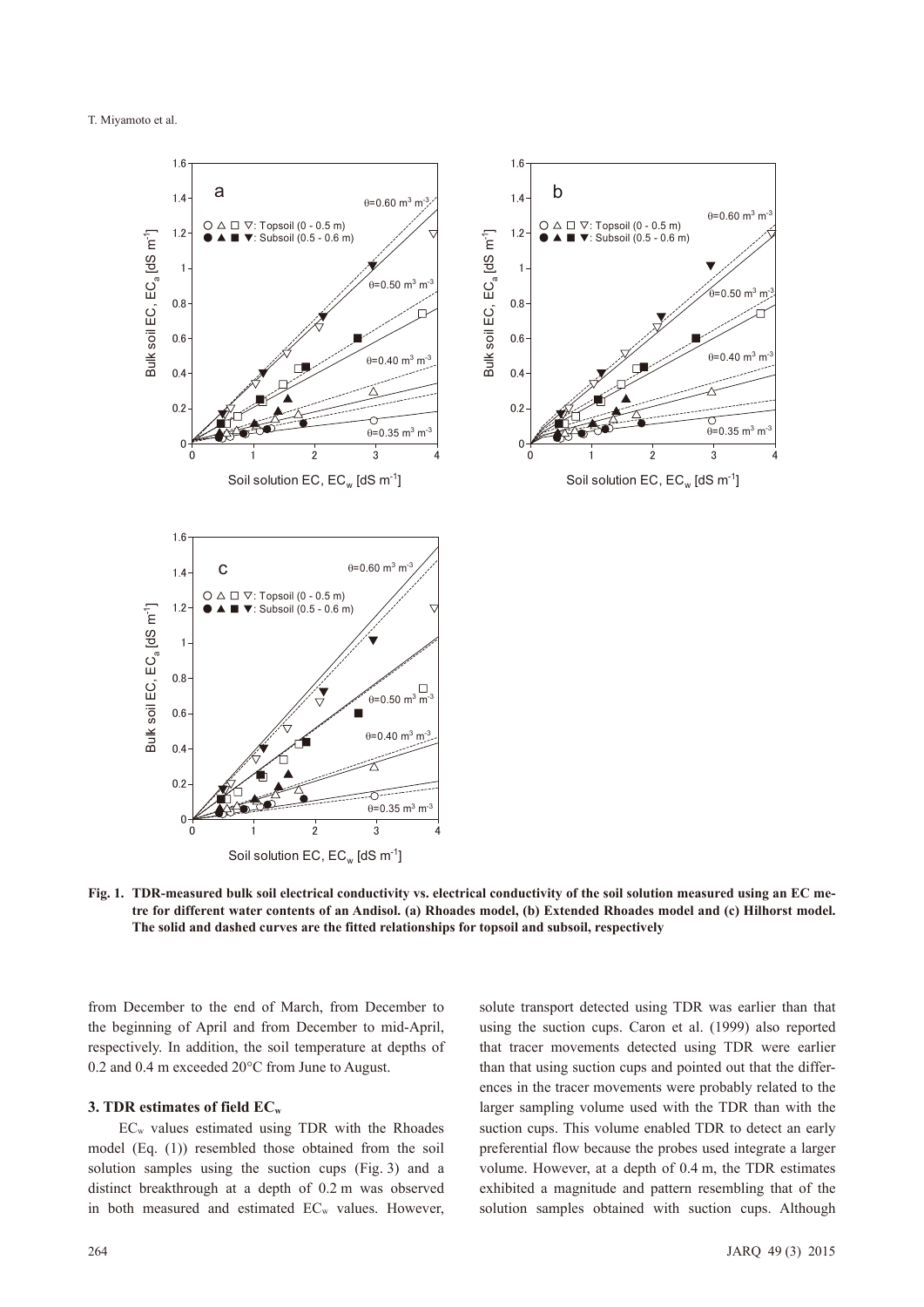**Fig. 1. TDR-measured bulk soil electrical conductivity vs. electrical conductivity of the soil solution measured using an EC metre for different water contents of an Andisol. (a) Rhoades model, (b) Extended Rhoades model and (c) Hilhorst model. The solid and dashed curves are the fitted relationships for topsoil and subsoil, respectively**

from December to the end of March, from December to the beginning of April and from December to mid-April, respectively. In addition, the soil temperature at depths of 0.2 and 0.4 m exceeded 20°C from June to August.

### 3. TDR estimates of field $EC_w$

$EC_w$ values estimated using TDR with the Rhoades model (Eq. (1)) resembled those obtained from the soil solution samples using the suction cups (Fig. 3) and a distinct breakthrough at a depth of 0.2 m was observed in both measured and estimated $EC_w$ values. However, solute transport detected using TDR was earlier than that using the suction cups. Caron et al. (1999) also reported that tracer movements detected using TDR were earlier than that using suction cups and pointed out that the differences in the tracer movements were probably related to the larger sampling volume used with the TDR than with the suction cups. This volume enabled TDR to detect an early preferential flow because the probes used integrate a larger volume. However, at a depth of 0.4 m, the TDR estimates exhibited a magnitude and pattern resembling that of the solution samples obtained with suction cups. Although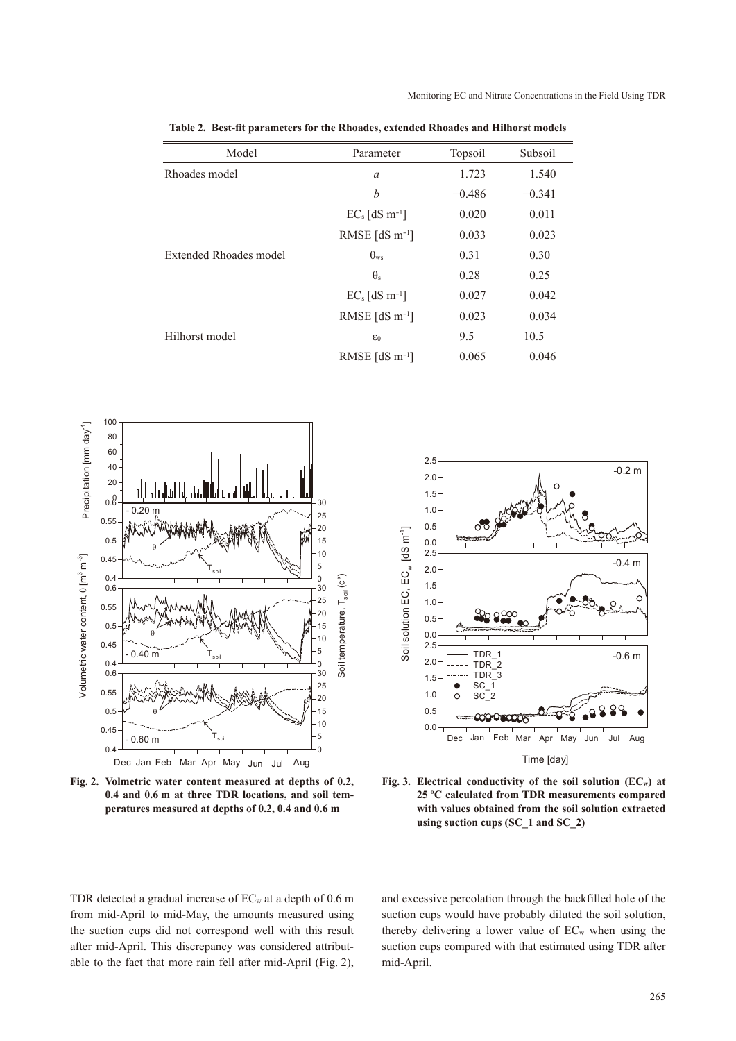**Table 2. Best-fit parameters for the Rhoades, extended Rhoades and Hilhorst models**

| Model | Parameter | Topsoil | Subsoil |
|---|---|---|---|
| Rhoades model | $a$ | 1.723 | 1.540 |
| | $b$ | −0.486 | −0.341 |
| | $EC_s$ [dS m$^{-1}$] | 0.020 | 0.011 |
| | RMSE [dS m$^{-1}$] | 0.033 | 0.023 |
| Extended Rhoades model | $\theta_{ws}$ | 0.31 | 0.30 |
| | $\theta_s$ | 0.28 | 0.25 |
| | $EC_s$ [dS m$^{-1}$] | 0.027 | 0.042 |
| | RMSE [dS m$^{-1}$] | 0.023 | 0.034 |
| Hilhorst model | $\varepsilon_0$ | 9.5 | 10.5 |
| | RMSE [dS m$^{-1}$] | 0.065 | 0.046 |

**Fig. 2. Volmetric water content measured at depths of 0.2, 0.4 and 0.6 m at three TDR locations, and soil temperatures measured at depths of 0.2, 0.4 and 0.6 m**

**Fig. 3. Electrical conductivity of the soil solution ($EC_w$) at 25 ºC calculated from TDR measurements compared with values obtained from the soil solution extracted using suction cups (SC_1 and SC_2)**

TDR detected a gradual increase of $EC_w$ at a depth of 0.6 m from mid-April to mid-May, the amounts measured using the suction cups did not correspond well with this result after mid-April. This discrepancy was considered attributable to the fact that more rain fell after mid-April (Fig. 2), and excessive percolation through the backfilled hole of the suction cups would have probably diluted the soil solution, thereby delivering a lower value of $EC_w$ when using the suction cups compared with that estimated using TDR after mid-April.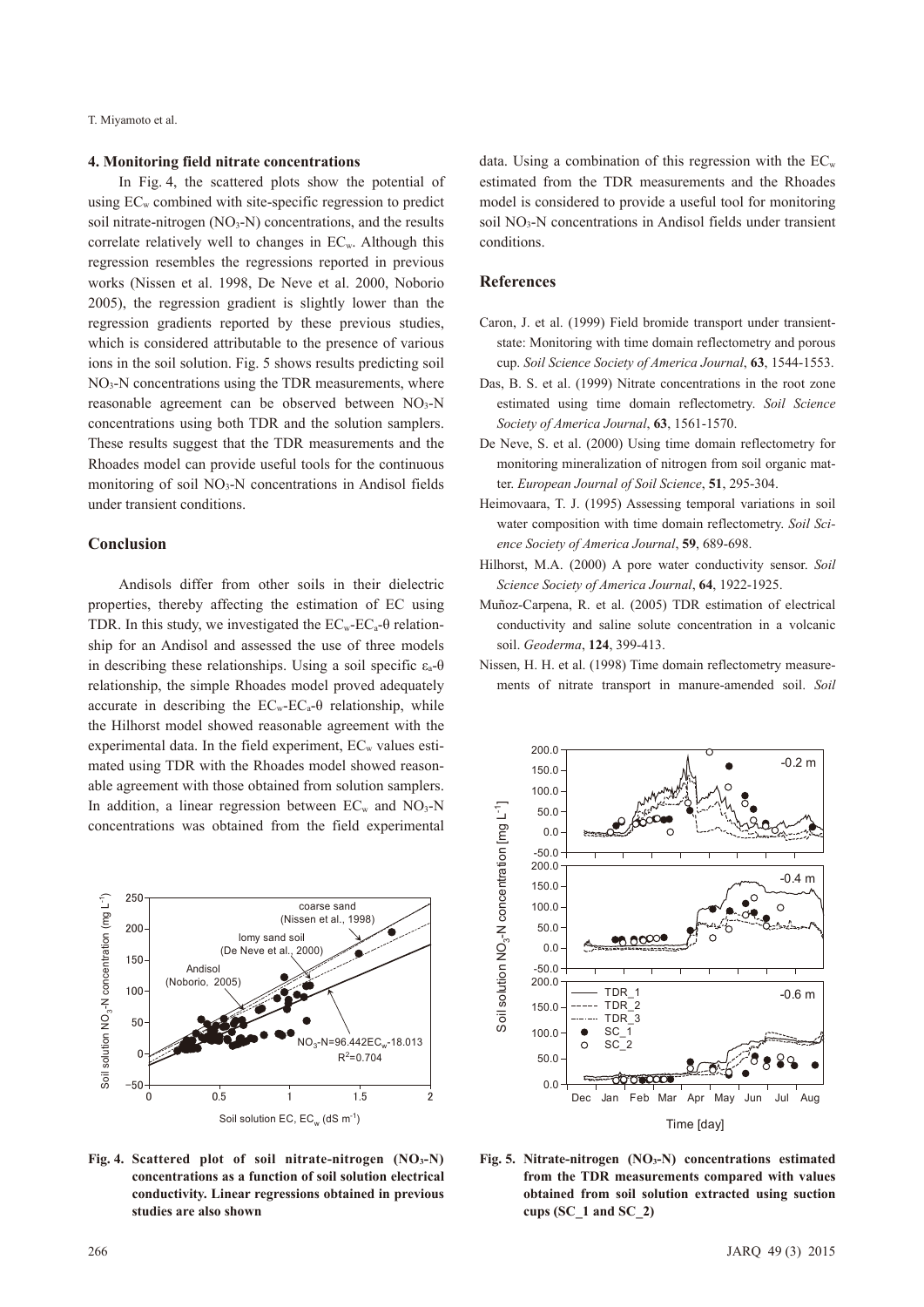### 4. Monitoring field nitrate concentrations

In Fig. 4, the scattered plots show the potential of using $EC_w$ combined with site-specific regression to predict soil nitrate-nitrogen ($NO_3$-N) concentrations, and the results correlate relatively well to changes in $EC_w$. Although this regression resembles the regressions reported in previous works (Nissen et al. 1998, De Neve et al. 2000, Noborio 2005), the regression gradient is slightly lower than the regression gradients reported by these previous studies, which is considered attributable to the presence of various ions in the soil solution. Fig. 5 shows results predicting soil $NO_3$-N concentrations using the TDR measurements, where reasonable agreement can be observed between $NO_3$-N concentrations using both TDR and the solution samplers. These results suggest that the TDR measurements and the Rhoades model can provide useful tools for the continuous monitoring of soil $NO_3$-N concentrations in Andisol fields under transient conditions.

## Conclusion

Andisols differ from other soils in their dielectric properties, thereby affecting the estimation of EC using TDR. In this study, we investigated the $EC_w$-$EC_a$-$\theta$ relationship for an Andisol and assessed the use of three models in describing these relationships. Using a soil specific $\varepsilon_a$-$\theta$ relationship, the simple Rhoades model proved adequately accurate in describing the $EC_w$-$EC_a$-$\theta$ relationship, while the Hilhorst model showed reasonable agreement with the experimental data. In the field experiment, $EC_w$ values estimated using TDR with the Rhoades model showed reasonable agreement with those obtained from solution samplers. In addition, a linear regression between $EC_w$ and $NO_3$-N concentrations was obtained from the field experimental data. Using a combination of this regression with the $EC_w$ estimated from the TDR measurements and the Rhoades model is considered to provide a useful tool for monitoring soil $NO_3$-N concentrations in Andisol fields under transient conditions.

**Fig. 4. Scattered plot of soil nitrate-nitrogen ($NO_3$-N) concentrations as a function of soil solution electrical conductivity. Linear regressions obtained in previous studies are also shown**

**Fig. 5. Nitrate-nitrogen ($NO_3$-N) concentrations estimated from the TDR measurements compared with values obtained from soil solution extracted using suction cups (SC_1 and SC_2)**

## References

Caron, J. et al. (1999) Field bromide transport under transient-state: Monitoring with time domain reflectometry and porous cup. *Soil Science Society of America Journal*, **63**, 1544-1553.

Das, B. S. et al. (1999) Nitrate concentrations in the root zone estimated using time domain reflectometry. *Soil Science Society of America Journal*, **63**, 1561-1570.

De Neve, S. et al. (2000) Using time domain reflectometry for monitoring mineralization of nitrogen from soil organic matter. *European Journal of Soil Science*, **51**, 295-304.

Heimovaara, T. J. (1995) Assessing temporal variations in soil water composition with time domain reflectometry. *Soil Science Society of America Journal*, **59**, 689-698.

Hilhorst, M.A. (2000) A pore water conductivity sensor. *Soil Science Society of America Journal*, **64**, 1922-1925.

Muñoz-Carpena, R. et al. (2005) TDR estimation of electrical conductivity and saline solute concentration in a volcanic soil. *Geoderma*, **124**, 399-413.

Nissen, H. H. et al. (1998) Time domain reflectometry measurements of nitrate transport in manure-amended soil. *Soil*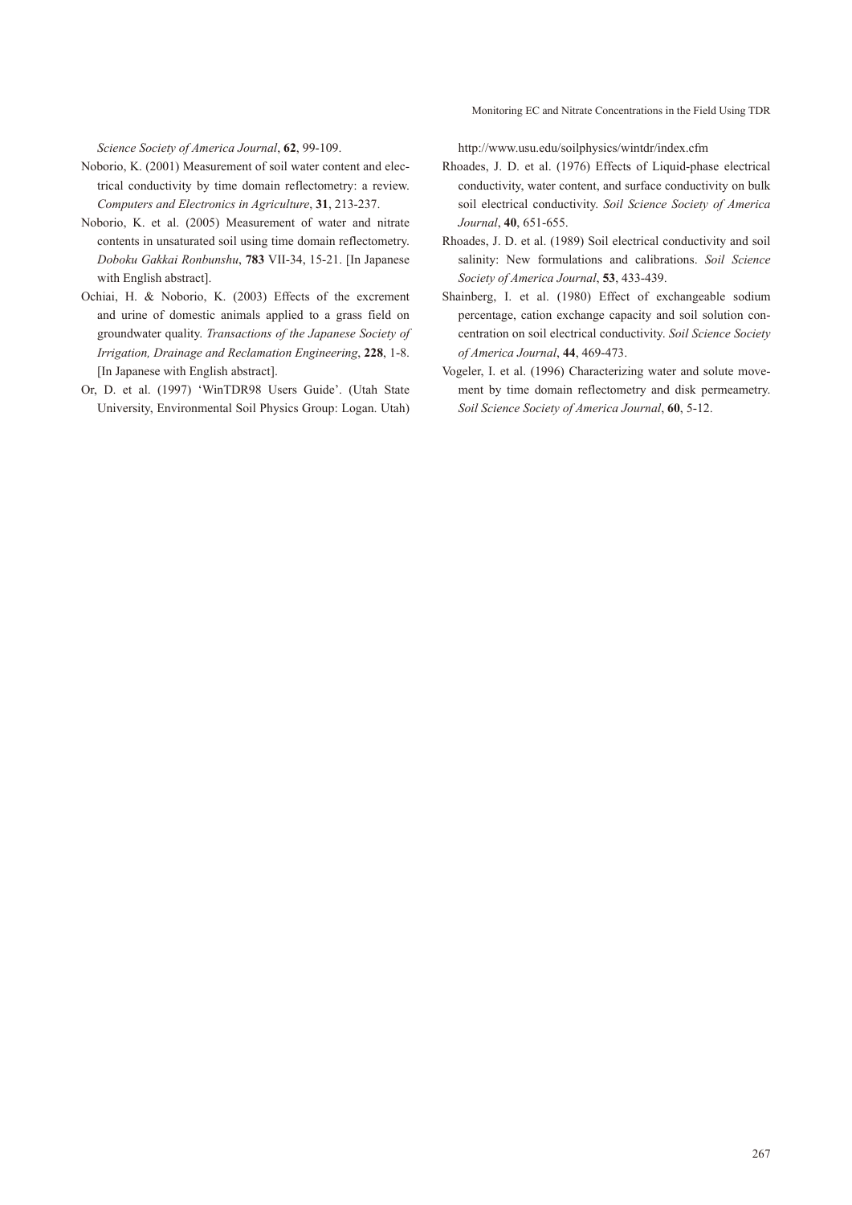*Science Society of America Journal*, **62**, 99-109.

Noborio, K. (2001) Measurement of soil water content and electrical conductivity by time domain reflectometry: a review. *Computers and Electronics in Agriculture*, **31**, 213-237.

Noborio, K. et al. (2005) Measurement of water and nitrate contents in unsaturated soil using time domain reflectometry. *Doboku Gakkai Ronbunshu*, **783** VII-34, 15-21. [In Japanese with English abstract].

Ochiai, H. & Noborio, K. (2003) Effects of the excrement and urine of domestic animals applied to a grass field on groundwater quality. *Transactions of the Japanese Society of Irrigation, Drainage and Reclamation Engineering*, **228**, 1-8. [In Japanese with English abstract].

Or, D. et al. (1997) 'WinTDR98 Users Guide'. (Utah State University, Environmental Soil Physics Group: Logan. Utah) http://www.usu.edu/soilphysics/wintdr/index.cfm

Rhoades, J. D. et al. (1976) Effects of Liquid-phase electrical conductivity, water content, and surface conductivity on bulk soil electrical conductivity. *Soil Science Society of America Journal*, **40**, 651-655.

Rhoades, J. D. et al. (1989) Soil electrical conductivity and soil salinity: New formulations and calibrations. *Soil Science Society of America Journal*, **53**, 433-439.

Shainberg, I. et al. (1980) Effect of exchangeable sodium percentage, cation exchange capacity and soil solution concentration on soil electrical conductivity. *Soil Science Society of America Journal*, **44**, 469-473.

Vogeler, I. et al. (1996) Characterizing water and solute movement by time domain reflectometry and disk permeametry. *Soil Science Society of America Journal*, **60**, 5-12.